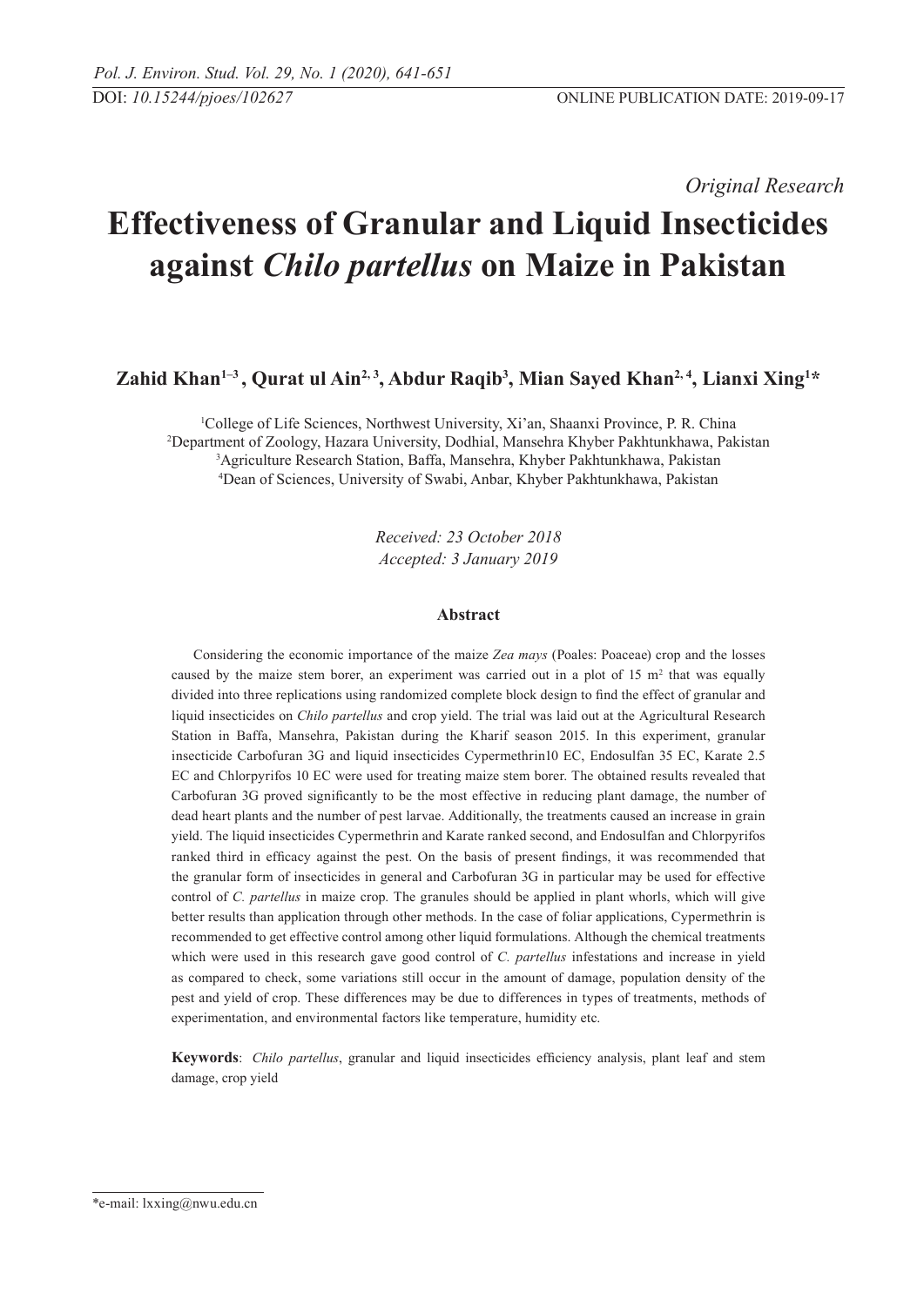Original Research

# Effectiveness of Granular and Liquid Insecticides against *Chilo partellus* on Maize in Pakistan

**Zahid Khan[1–3], Qurat ul Ain[2, 3], Abdur Raqib[3], Mian Sayed Khan[2, 4], Lianxi Xing[1]***

[1]College of Life Sciences, Northwest University, Xi'an, Shaanxi Province, P. R. China
[2]Department of Zoology, Hazara University, Dodhial, Mansehra Khyber Pakhtunkhawa, Pakistan
[3]Agriculture Research Station, Baffa, Mansehra, Khyber Pakhtunkhawa, Pakistan
[4]Dean of Sciences, University of Swabi, Anbar, Khyber Pakhtunkhawa, Pakistan

*Received: 23 October 2018*
*Accepted: 3 January 2019*

## Abstract

Considering the economic importance of the maize *Zea mays* (Poales: Poaceae) crop and the losses caused by the maize stem borer, an experiment was carried out in a plot of 15 $m^2$ that was equally divided into three replications using randomized complete block design to find the effect of granular and liquid insecticides on *Chilo partellus* and crop yield. The trial was laid out at the Agricultural Research Station in Baffa, Mansehra, Pakistan during the Kharif season 2015. In this experiment, granular insecticide Carbofuran 3G and liquid insecticides Cypermethrin10 EC, Endosulfan 35 EC, Karate 2.5 EC and Chlorpyrifos 10 EC were used for treating maize stem borer. The obtained results revealed that Carbofuran 3G proved significantly to be the most effective in reducing plant damage, the number of dead heart plants and the number of pest larvae. Additionally, the treatments caused an increase in grain yield. The liquid insecticides Cypermethrin and Karate ranked second, and Endosulfan and Chlorpyrifos ranked third in efficacy against the pest. On the basis of present findings, it was recommended that the granular form of insecticides in general and Carbofuran 3G in particular may be used for effective control of *C. partellus* in maize crop. The granules should be applied in plant whorls, which will give better results than application through other methods. In the case of foliar applications, Cypermethrin is recommended to get effective control among other liquid formulations. Although the chemical treatments which were used in this research gave good control of *C. partellus* infestations and increase in yield as compared to check, some variations still occur in the amount of damage, population density of the pest and yield of crop. These differences may be due to differences in types of treatments, methods of experimentation, and environmental factors like temperature, humidity etc.

**Keywords**: *Chilo partellus*, granular and liquid insecticides efficiency analysis, plant leaf and stem damage, crop yield

---

*e-mail: lxxing@nwu.edu.cn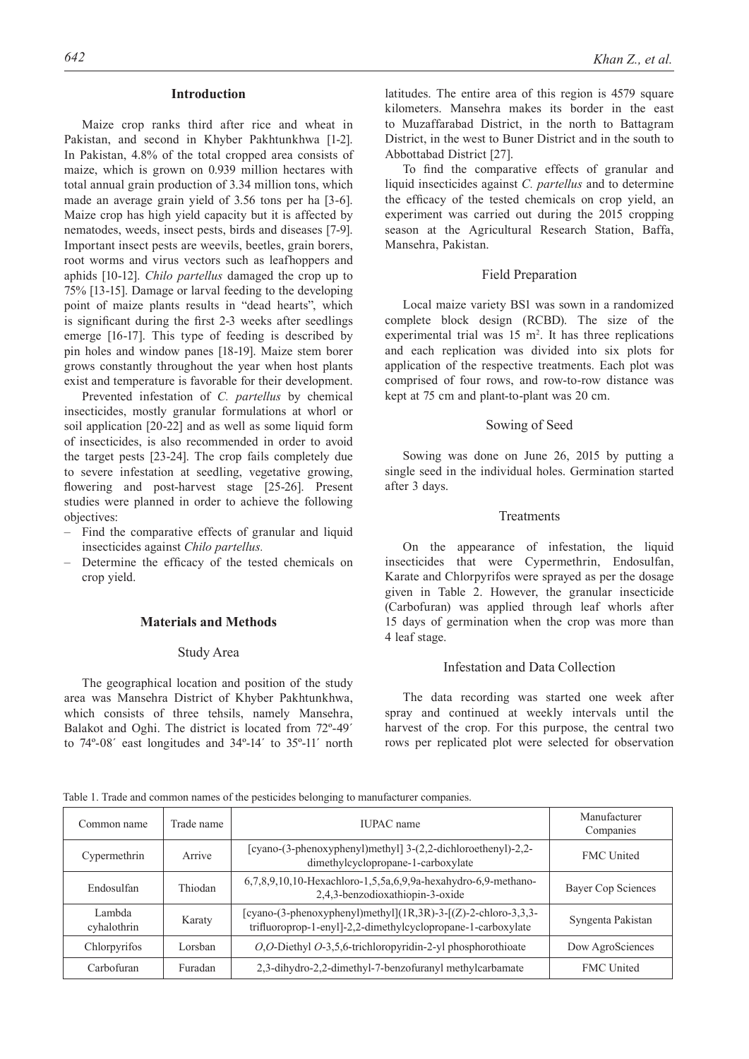## Introduction

Maize crop ranks third after rice and wheat in Pakistan, and second in Khyber Pakhtunkhwa [1-2]. In Pakistan, 4.8% of the total cropped area consists of maize, which is grown on 0.939 million hectares with total annual grain production of 3.34 million tons, which made an average grain yield of 3.56 tons per ha [3-6]. Maize crop has high yield capacity but it is affected by nematodes, weeds, insect pests, birds and diseases [7-9]. Important insect pests are weevils, beetles, grain borers, root worms and virus vectors such as leafhoppers and aphids [10-12]. *Chilo partellus* damaged the crop up to 75% [13-15]. Damage or larval feeding to the developing point of maize plants results in "dead hearts", which is significant during the first 2-3 weeks after seedlings emerge [16-17]. This type of feeding is described by pin holes and window panes [18-19]. Maize stem borer grows constantly throughout the year when host plants exist and temperature is favorable for their development.

Prevented infestation of *C. partellus* by chemical insecticides, mostly granular formulations at whorl or soil application [20-22] and as well as some liquid form of insecticides, is also recommended in order to avoid the target pests [23-24]. The crop fails completely due to severe infestation at seedling, vegetative growing, flowering and post-harvest stage [25-26]. Present studies were planned in order to achieve the following objectives:

- Find the comparative effects of granular and liquid insecticides against *Chilo partellus.*
- Determine the efficacy of the tested chemicals on crop yield.

## Materials and Methods

### Study Area

The geographical location and position of the study area was Mansehra District of Khyber Pakhtunkhwa, which consists of three tehsils, namely Mansehra, Balakot and Oghi. The district is located from 72º-49´ to 74º-08´ east longitudes and 34º-14´ to 35º-11´ north latitudes. The entire area of this region is 4579 square kilometers. Mansehra makes its border in the east to Muzaffarabad District, in the north to Battagram District, in the west to Buner District and in the south to Abbottabad District [27].

To find the comparative effects of granular and liquid insecticides against *C. partellus* and to determine the efficacy of the tested chemicals on crop yield, an experiment was carried out during the 2015 cropping season at the Agricultural Research Station, Baffa, Mansehra, Pakistan.

### Field Preparation

Local maize variety BS1 was sown in a randomized complete block design (RCBD). The size of the experimental trial was 15 $m^2$. It has three replications and each replication was divided into six plots for application of the respective treatments. Each plot was comprised of four rows, and row-to-row distance was kept at 75 cm and plant-to-plant was 20 cm.

### Sowing of Seed

Sowing was done on June 26, 2015 by putting a single seed in the individual holes. Germination started after 3 days.

### Treatments

On the appearance of infestation, the liquid insecticides that were Cypermethrin, Endosulfan, Karate and Chlorpyrifos were sprayed as per the dosage given in Table 2. However, the granular insecticide (Carbofuran) was applied through leaf whorls after 15 days of germination when the crop was more than 4 leaf stage.

### Infestation and Data Collection

The data recording was started one week after spray and continued at weekly intervals until the harvest of the crop. For this purpose, the central two rows per replicated plot were selected for observation

Table 1. Trade and common names of the pesticides belonging to manufacturer companies.

| Common name | Trade name | IUPAC name | Manufacturer Companies |
|---|---|---|---|
| Cypermethrin | Arrive | [cyano-(3-phenoxyphenyl)methyl] 3-(2,2-dichloroethenyl)-2,2-dimethylcyclopropane-1-carboxylate | FMC United |
| Endosulfan | Thiodan | 6,7,8,9,10,10-Hexachloro-1,5,5a,6,9,9a-hexahydro-6,9-methano-2,4,3-benzodioxathiopin-3-oxide | Bayer Cop Sciences |
| Lambda cyhalothrin | Karaty | [cyano-(3-phenoxyphenyl)methyl](1R,3R)-3-[(Z)-2-chloro-3,3,3-trifluoroprop-1-enyl]-2,2-dimethylcyclopropane-1-carboxylate | Syngenta Pakistan |
| Chlorpyrifos | Lorsban | *O,O*-Diethyl *O*-3,5,6-trichloropyridin-2-yl phosphorothioate | Dow AgroSciences |
| Carbofuran | Furadan | 2,3-dihydro-2,2-dimethyl-7-benzofuranyl methylcarbamate | FMC United |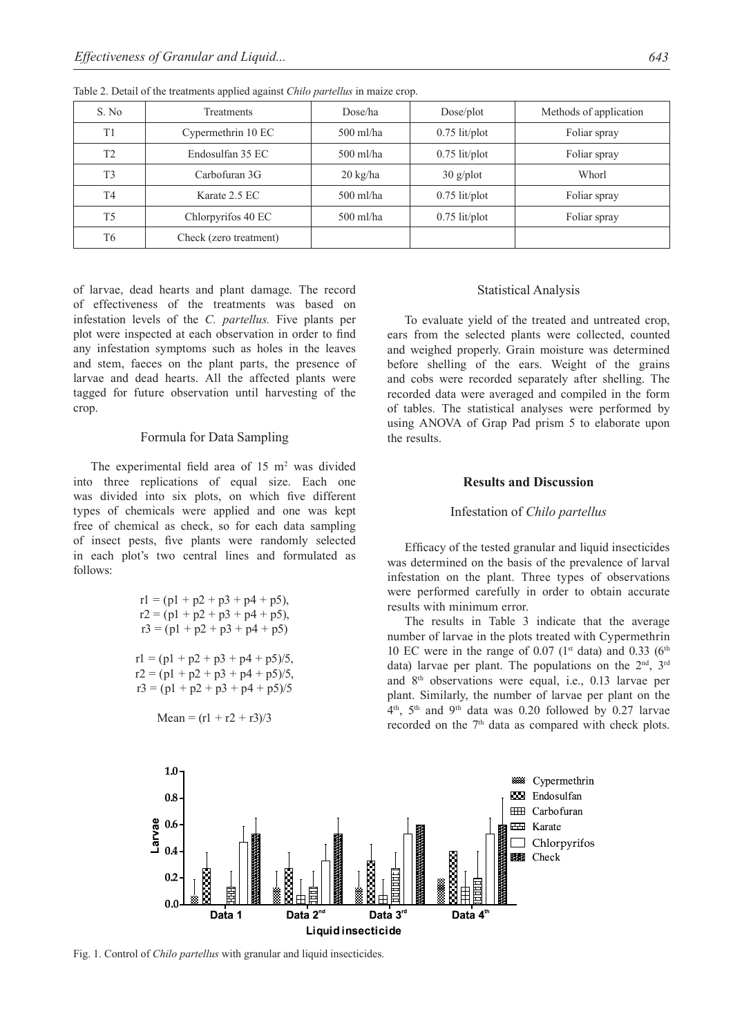Table 2. Detail of the treatments applied against *Chilo partellus* in maize crop.

| S. No | Treatments | Dose/ha | Dose/plot | Methods of application |
|---|---|---|---|---|
| T1 | Cypermethrin 10 EC | 500 ml/ha | 0.75 lit/plot | Foliar spray |
| T2 | Endosulfan 35 EC | 500 ml/ha | 0.75 lit/plot | Foliar spray |
| T3 | Carbofuran 3G | 20 kg/ha | 30 g/plot | Whorl |
| T4 | Karate 2.5 EC | 500 ml/ha | 0.75 lit/plot | Foliar spray |
| T5 | Chlorpyrifos 40 EC | 500 ml/ha | 0.75 lit/plot | Foliar spray |
| T6 | Check (zero treatment) | | | |

of larvae, dead hearts and plant damage. The record of effectiveness of the treatments was based on infestation levels of the *C. partellus.* Five plants per plot were inspected at each observation in order to find any infestation symptoms such as holes in the leaves and stem, faeces on the plant parts, the presence of larvae and dead hearts. All the affected plants were tagged for future observation until harvesting of the crop.

## Formula for Data Sampling

The experimental field area of 15 $m^2$ was divided into three replications of equal size. Each one was divided into six plots, on which five different types of chemicals were applied and one was kept free of chemical as check, so for each data sampling of insect pests, five plants were randomly selected in each plot's two central lines and formulated as follows:

$$r1 = (p1 + p2 + p3 + p4 + p5),$$
$$r2 = (p1 + p2 + p3 + p4 + p5),$$
$$r3 = (p1 + p2 + p3 + p4 + p5)$$

$$r1 = (p1 + p2 + p3 + p4 + p5)/5,$$
$$r2 = (p1 + p2 + p3 + p4 + p5)/5,$$
$$r3 = (p1 + p2 + p3 + p4 + p5)/5$$

$$\text{Mean} = (r1 + r2 + r3)/3$$

## Statistical Analysis

To evaluate yield of the treated and untreated crop, ears from the selected plants were collected, counted and weighed properly. Grain moisture was determined before shelling of the ears. Weight of the grains and cobs were recorded separately after shelling. The recorded data were averaged and compiled in the form of tables. The statistical analyses were performed by using ANOVA of Grap Pad prism 5 to elaborate upon the results.

## Results and Discussion

### Infestation of *Chilo partellus*

Efficacy of the tested granular and liquid insecticides was determined on the basis of the prevalence of larval infestation on the plant. Three types of observations were performed carefully in order to obtain accurate results with minimum error.

The results in Table 3 indicate that the average number of larvae in the plots treated with Cypermethrin 10 EC were in the range of 0.07 (1st data) and 0.33 (6th data) larvae per plant. The populations on the 2nd, 3rd and 8th observations were equal, i.e., 0.13 larvae per plant. Similarly, the number of larvae per plant on the 4th, 5th and 9th data was 0.20 followed by 0.27 larvae recorded on the 7th data as compared with check plots.

Fig. 1. Control of *Chilo partellus* with granular and liquid insecticides.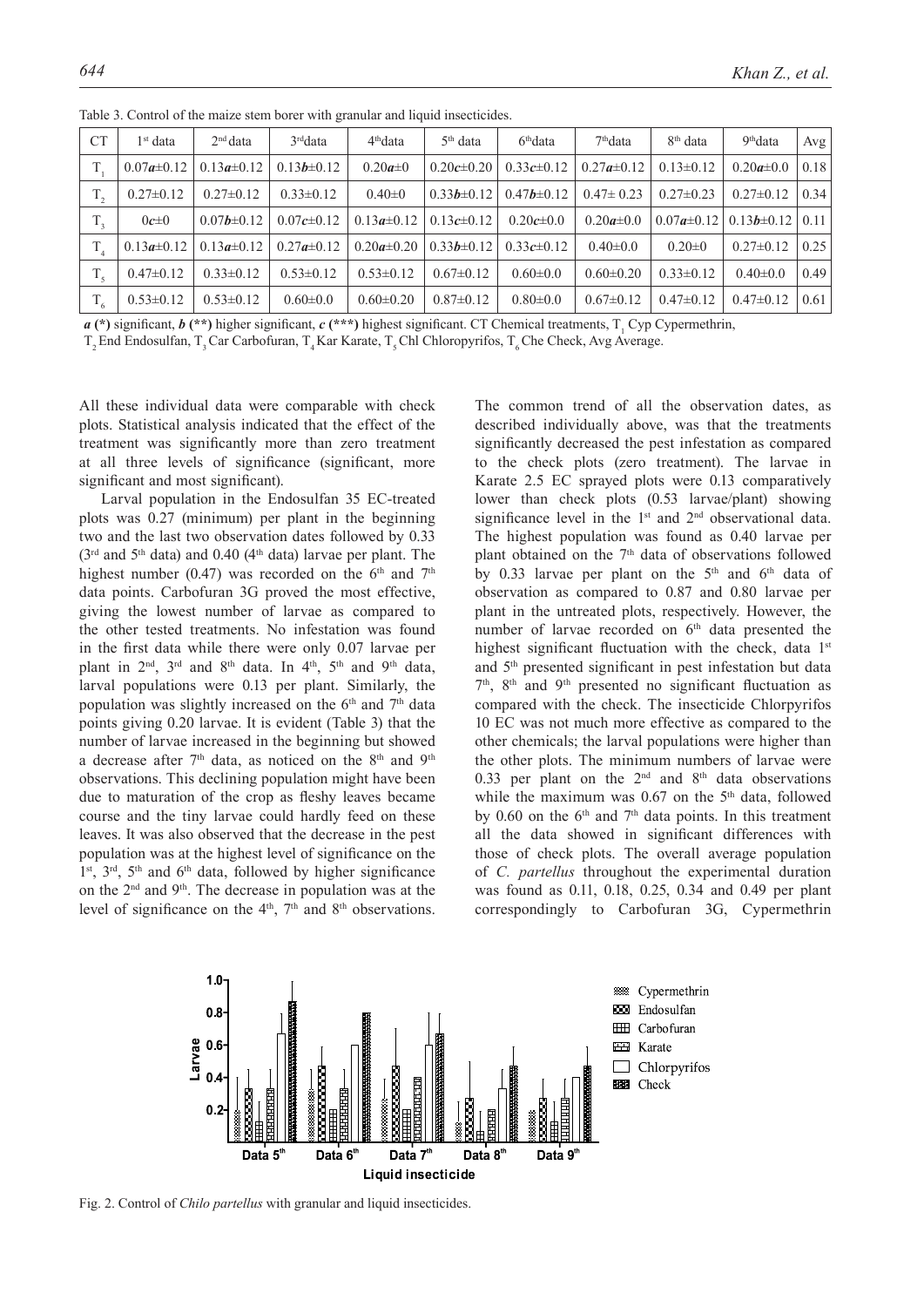Table 3. Control of the maize stem borer with granular and liquid insecticides.

| CT | 1st data | 2nd data | 3rd data | 4th data | 5th data | 6th data | 7th data | 8th data | 9th data | Avg |
|---|---|---|---|---|---|---|---|---|---|---|
| $T_1$ | 0.07***a***±0.12 | 0.13***a***±0.12 | 0.13***b***±0.12 | 0.20***a***±0 | 0.20***c***±0.20 | 0.33***c***±0.12 | 0.27***a***±0.12 | 0.13±0.12 | 0.20***a***±0.0 | 0.18 |
| $T_2$ | 0.27±0.12 | 0.27±0.12 | 0.33±0.12 | 0.40±0 | 0.33***b***±0.12 | 0.47***b***±0.12 | 0.47± 0.23 | 0.27±0.23 | 0.27±0.12 | 0.34 |
| $T_3$ | 0***c***±0 | 0.07***b***±0.12 | 0.07***c***±0.12 | 0.13***a***±0.12 | 0.13***c***±0.12 | 0.20***c***±0.0 | 0.20***a***±0.0 | 0.07***a***±0.12 | 0.13***b***±0.12 | 0.11 |
| $T_4$ | 0.13***a***±0.12 | 0.13***a***±0.12 | 0.27***a***±0.12 | 0.20***a***±0.20 | 0.33***b***±0.12 | 0.33***c***±0.12 | 0.40±0.0 | 0.20±0 | 0.27±0.12 | 0.25 |
| $T_5$ | 0.47±0.12 | 0.33±0.12 | 0.53±0.12 | 0.53±0.12 | 0.67±0.12 | 0.60±0.0 | 0.60±0.20 | 0.33±0.12 | 0.40±0.0 | 0.49 |
| $T_6$ | 0.53±0.12 | 0.53±0.12 | 0.60±0.0 | 0.60±0.20 | 0.87±0.12 | 0.80±0.0 | 0.67±0.12 | 0.47±0.12 | 0.47±0.12 | 0.61 |

***a* (*)** significant, ***b* (**)** higher significant, ***c* (***)** highest significant. CT Chemical treatments, $T_1$ Cyp Cypermethrin, $T_2$ End Endosulfan, $T_3$ Car Carbofuran, $T_4$ Kar Karate, $T_5$ Chl Chloropyrifos, $T_6$ Che Check, Avg Average.

All these individual data were comparable with check plots. Statistical analysis indicated that the effect of the treatment was significantly more than zero treatment at all three levels of significance (significant, more significant and most significant).

Larval population in the Endosulfan 35 EC-treated plots was 0.27 (minimum) per plant in the beginning two and the last two observation dates followed by 0.33 (3rd and 5th data) and 0.40 (4th data) larvae per plant. The highest number (0.47) was recorded on the 6th and 7th data points. Carbofuran 3G proved the most effective, giving the lowest number of larvae as compared to the other tested treatments. No infestation was found in the first data while there were only 0.07 larvae per plant in 2nd, 3rd and 8th data. In 4th, 5th and 9th data, larval populations were 0.13 per plant. Similarly, the population was slightly increased on the 6th and 7th data points giving 0.20 larvae. It is evident (Table 3) that the number of larvae increased in the beginning but showed a decrease after 7th data, as noticed on the 8th and 9th observations. This declining population might have been due to maturation of the crop as fleshy leaves became course and the tiny larvae could hardly feed on these leaves. It was also observed that the decrease in the pest population was at the highest level of significance on the 1st, 3rd, 5th and 6th data, followed by higher significance on the 2nd and 9th. The decrease in population was at the level of significance on the 4th, 7th and 8th observations.

The common trend of all the observation dates, as described individually above, was that the treatments significantly decreased the pest infestation as compared to the check plots (zero treatment). The larvae in Karate 2.5 EC sprayed plots were 0.13 comparatively lower than check plots (0.53 larvae/plant) showing significance level in the 1st and 2nd observational data. The highest population was found as 0.40 larvae per plant obtained on the 7th data of observations followed by 0.33 larvae per plant on the 5th and 6th data of observation as compared to 0.87 and 0.80 larvae per plant in the untreated plots, respectively. However, the number of larvae recorded on 6th data presented the highest significant fluctuation with the check, data 1st and 5th presented significant in pest infestation but data 7th, 8th and 9th presented no significant fluctuation as compared with the check. The insecticide Chlorpyrifos 10 EC was not much more effective as compared to the other chemicals; the larval populations were higher than the other plots. The minimum numbers of larvae were 0.33 per plant on the 2nd and 8th data observations while the maximum was 0.67 on the 5th data, followed by 0.60 on the 6th and 7th data points. In this treatment all the data showed in significant differences with those of check plots. The overall average population of *C. partellus* throughout the experimental duration was found as 0.11, 0.18, 0.25, 0.34 and 0.49 per plant correspondingly to Carbofuran 3G, Cypermethrin

Fig. 2. Control of *Chilo partellus* with granular and liquid insecticides.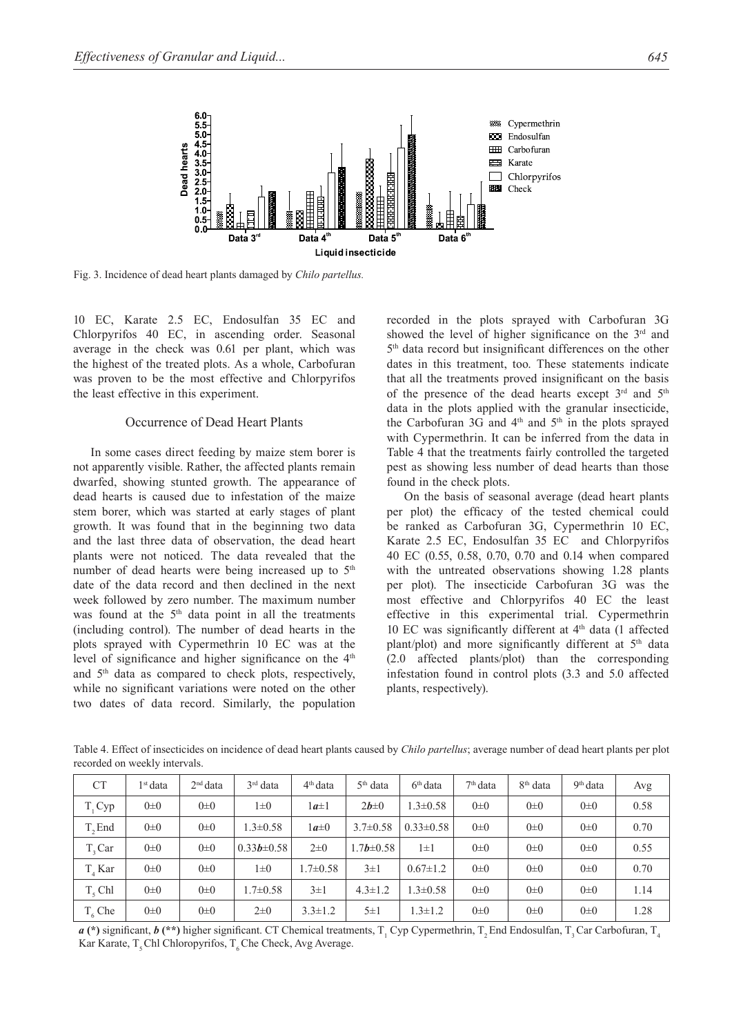Fig. 3. Incidence of dead heart plants damaged by *Chilo partellus.*

10 EC, Karate 2.5 EC, Endosulfan 35 EC and Chlorpyrifos 40 EC, in ascending order. Seasonal average in the check was 0.61 per plant, which was the highest of the treated plots. As a whole, Carbofuran was proven to be the most effective and Chlorpyrifos the least effective in this experiment.

### Occurrence of Dead Heart Plants

In some cases direct feeding by maize stem borer is not apparently visible. Rather, the affected plants remain dwarfed, showing stunted growth. The appearance of dead hearts is caused due to infestation of the maize stem borer, which was started at early stages of plant growth. It was found that in the beginning two data and the last three data of observation, the dead heart plants were not noticed. The data revealed that the number of dead hearts were being increased up to 5th date of the data record and then declined in the next week followed by zero number. The maximum number was found at the 5th data point in all the treatments (including control). The number of dead hearts in the plots sprayed with Cypermethrin 10 EC was at the level of significance and higher significance on the 4th and 5th data as compared to check plots, respectively, while no significant variations were noted on the other two dates of data record. Similarly, the population recorded in the plots sprayed with Carbofuran 3G showed the level of higher significance on the 3rd and 5th data record but insignificant differences on the other dates in this treatment, too. These statements indicate that all the treatments proved insignificant on the basis of the presence of the dead hearts except 3rd and 5th data in the plots applied with the granular insecticide, the Carbofuran 3G and 4th and 5th in the plots sprayed with Cypermethrin. It can be inferred from the data in Table 4 that the treatments fairly controlled the targeted pest as showing less number of dead hearts than those found in the check plots.

On the basis of seasonal average (dead heart plants per plot) the efficacy of the tested chemical could be ranked as Carbofuran 3G, Cypermethrin 10 EC, Karate 2.5 EC, Endosulfan 35 EC and Chlorpyrifos 40 EC (0.55, 0.58, 0.70, 0.70 and 0.14 when compared with the untreated observations showing 1.28 plants per plot). The insecticide Carbofuran 3G was the most effective and Chlorpyrifos 40 EC the least effective in this experimental trial. Cypermethrin 10 EC was significantly different at 4th data (1 affected plant/plot) and more significantly different at 5th data (2.0 affected plants/plot) than the corresponding infestation found in control plots (3.3 and 5.0 affected plants, respectively).

Table 4. Effect of insecticides on incidence of dead heart plants caused by *Chilo partellus*; average number of dead heart plants per plot recorded on weekly intervals.

| CT | 1st data | 2nd data | 3rd data | 4th data | 5th data | 6th data | 7th data | 8th data | 9th data | Avg |
|---|---|---|---|---|---|---|---|---|---|---|
| $T_1$ Cyp | 0±0 | 0±0 | 1±0 | 1***a***±1 | 2***b***±0 | 1.3±0.58 | 0±0 | 0±0 | 0±0 | 0.58 |
| $T_2$ End | 0±0 | 0±0 | 1.3±0.58 | 1***a***±0 | 3.7±0.58 | 0.33±0.58 | 0±0 | 0±0 | 0±0 | 0.70 |
| $T_3$ Car | 0±0 | 0±0 | 0.33***b***±0.58 | 2±0 | 1.7***b***±0.58 | 1±1 | 0±0 | 0±0 | 0±0 | 0.55 |
| $T_4$ Kar | 0±0 | 0±0 | 1±0 | 1.7±0.58 | 3±1 | 0.67±1.2 | 0±0 | 0±0 | 0±0 | 0.70 |
| $T_5$ Chl | 0±0 | 0±0 | 1.7±0.58 | 3±1 | 4.3±1.2 | 1.3±0.58 | 0±0 | 0±0 | 0±0 | 1.14 |
| $T_6$ Che | 0±0 | 0±0 | 2±0 | 3.3±1.2 | 5±1 | 1.3±1.2 | 0±0 | 0±0 | 0±0 | 1.28 |

***a*** **(\*)** significant, ***b*** **(\*\*)** higher significant. CT Chemical treatments, $T_1$ Cyp Cypermethrin, $T_2$ End Endosulfan, $T_3$ Car Carbofuran, $T_4$ Kar Karate, $T_5$ Chl Chloropyrifos, $T_6$ Che Check, Avg Average.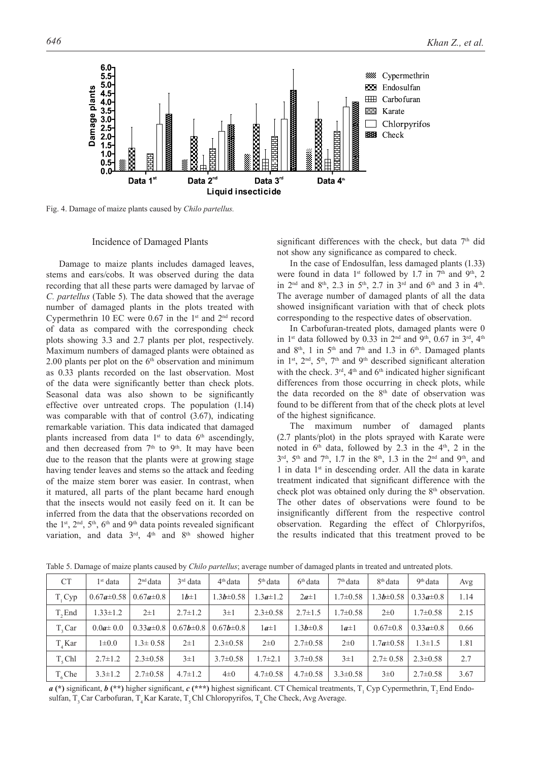Fig. 4. Damage of maize plants caused by *Chilo partellus.*

## Incidence of Damaged Plants

Damage to maize plants includes damaged leaves, stems and ears/cobs. It was observed during the data recording that all these parts were damaged by larvae of *C. partellus* (Table 5). The data showed that the average number of damaged plants in the plots treated with Cypermethrin 10 EC were 0.67 in the 1st and 2nd record of data as compared with the corresponding check plots showing 3.3 and 2.7 plants per plot, respectively. Maximum numbers of damaged plants were obtained as 2.00 plants per plot on the 6th observation and minimum as 0.33 plants recorded on the last observation. Most of the data were significantly better than check plots. Seasonal data was also shown to be significantly effective over untreated crops. The population (1.14) was comparable with that of control (3.67), indicating remarkable variation. This data indicated that damaged plants increased from data 1st to data 6th ascendingly, and then decreased from 7th to 9th. It may have been due to the reason that the plants were at growing stage having tender leaves and stems so the attack and feeding of the maize stem borer was easier. In contrast, when it matured, all parts of the plant became hard enough that the insects would not easily feed on it. It can be inferred from the data that the observations recorded on the 1st, 2nd, 5th, 6th and 9th data points revealed significant variation, and data 3rd, 4th and 8th showed higher significant differences with the check, but data 7th did not show any significance as compared to check.

In the case of Endosulfan, less damaged plants (1.33) were found in data 1st followed by 1.7 in 7th and 9th, 2 in 2nd and 8th, 2.3 in 5th, 2.7 in 3rd and 6th and 3 in 4th. The average number of damaged plants of all the data showed insignificant variation with that of check plots corresponding to the respective dates of observation.

In Carbofuran-treated plots, damaged plants were 0 in 1st data followed by 0.33 in 2nd and 9th, 0.67 in 3rd, 4th and 8th, 1 in 5th and 7th and 1.3 in 6th. Damaged plants in 1st, 2nd, 5th, 7th and 9th described significant alteration with the check. 3rd, 4th and 6th indicated higher significant differences from those occurring in check plots, while the data recorded on the 8th date of observation was found to be different from that of the check plots at level of the highest significance.

The maximum number of damaged plants (2.7 plants/plot) in the plots sprayed with Karate were noted in 6th data, followed by 2.3 in the 4th, 2 in the 3rd, 5th and 7th, 1.7 in the 8th, 1.3 in the 2nd and 9th, and 1 in data 1st in descending order. All the data in karate treatment indicated that significant difference with the check plot was obtained only during the 8th observation. The other dates of observations were found to be insignificantly different from the respective control observation. Regarding the effect of Chlorpyrifos, the results indicated that this treatment proved to be

Table 5. Damage of maize plants caused by *Chilo partellus*; average number of damaged plants in treated and untreated plots.

| CT | 1st data | 2nd data | 3rd data | 4th data | 5th data | 6th data | 7th data | 8th data | 9th data | Avg |
|---|---|---|---|---|---|---|---|---|---|---|
| $T_1$ Cyp | 0.67***a***±0.58 | 0.67***a***±0.8 | 1***b***±1 | 1.3***b***±0.58 | 1.3***a***±1.2 | 2***a***±1 | 1.7±0.58 | 1.3***b***±0.58 | 0.33***a***±0.8 | 1.14 |
| $T_2$ End | 1.33±1.2 | 2±1 | 2.7±1.2 | 3±1 | 2.3±0.58 | 2.7±1.5 | 1.7±0.58 | 2±0 | 1.7±0.58 | 2.15 |
| $T_3$ Car | 0.0***a***± 0.0 | 0.33***a***±0.8 | 0.67***b***±0.8 | 0.67***b***±0.8 | 1***a***±1 | 1.3***b***±0.8 | 1***a***±1 | 0.67±0.8 | 0.33***a***±0.8 | 0.66 |
| $T_4$ Kar | 1±0.0 | 1.3± 0.58 | 2±1 | 2.3±0.58 | 2±0 | 2.7±0.58 | 2±0 | 1.7***a***±0.58 | 1.3±1.5 | 1.81 |
| $T_5$ Chl | 2.7±1.2 | 2.3±0.58 | 3±1 | 3.7±0.58 | 1.7±2.1 | 3.7±0.58 | 3±1 | 2.7± 0.58 | 2.3±0.58 | 2.7 |
| $T_6$ Che | 3.3±1.2 | 2.7±0.58 | 4.7±1.2 | 4±0 | 4.7±0.58 | 4.7±0.58 | 3.3±0.58 | 3±0 | 2.7±0.58 | 3.67 |

***a*** **(*)** significant, ***b*** **(**)** higher significant, ***c*** **(***)** highest significant. CT Chemical treatments, $T_1$ Cyp Cypermethrin, $T_2$ End Endosulfan, $T_3$ Car Carbofuran, $T_4$ Kar Karate, $T_5$ Chl Chloropyrifos, $T_6$ Che Check, Avg Average.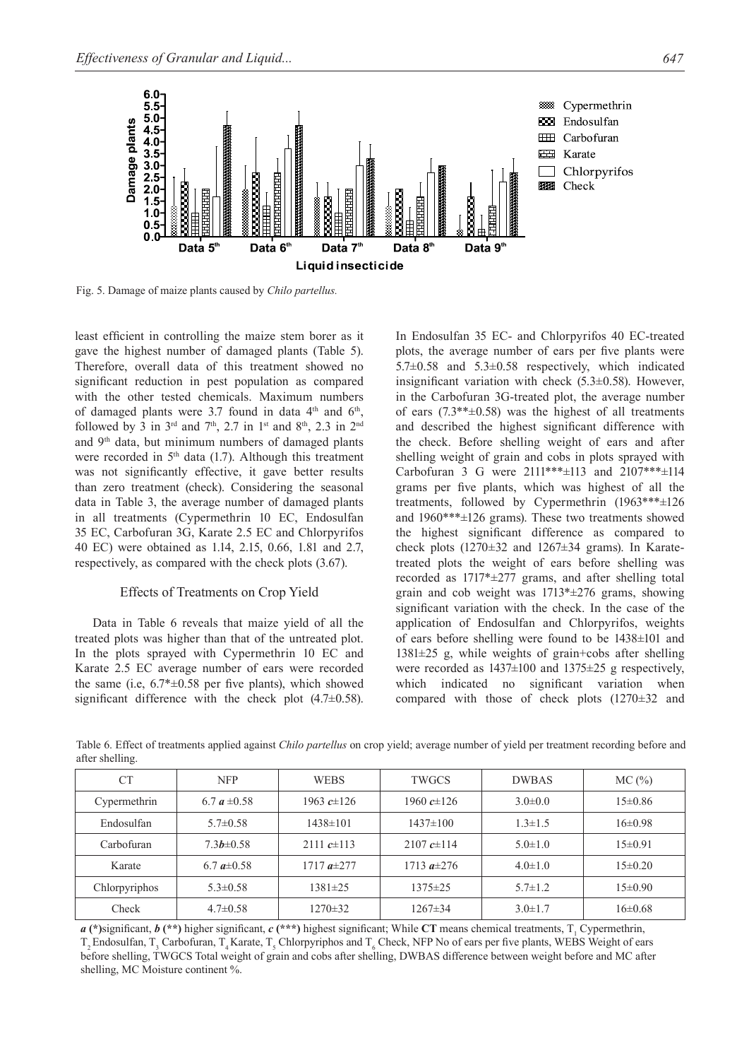Fig. 5. Damage of maize plants caused by *Chilo partellus.*

least efficient in controlling the maize stem borer as it gave the highest number of damaged plants (Table 5). Therefore, overall data of this treatment showed no significant reduction in pest population as compared with the other tested chemicals. Maximum numbers of damaged plants were 3.7 found in data 4th and 6th, followed by 3 in 3rd and 7th, 2.7 in 1st and 8th, 2.3 in 2nd and 9th data, but minimum numbers of damaged plants were recorded in 5th data (1.7). Although this treatment was not significantly effective, it gave better results than zero treatment (check). Considering the seasonal data in Table 3, the average number of damaged plants in all treatments (Cypermethrin 10 EC, Endosulfan 35 EC, Carbofuran 3G, Karate 2.5 EC and Chlorpyrifos 40 EC) were obtained as 1.14, 2.15, 0.66, 1.81 and 2.7, respectively, as compared with the check plots (3.67).

### Effects of Treatments on Crop Yield

Data in Table 6 reveals that maize yield of all the treated plots was higher than that of the untreated plot. In the plots sprayed with Cypermethrin 10 EC and Karate 2.5 EC average number of ears were recorded the same (i.e, 6.7*±0.58 per five plants), which showed significant difference with the check plot (4.7±0.58). In Endosulfan 35 EC- and Chlorpyrifos 40 EC-treated plots, the average number of ears per five plants were 5.7±0.58 and 5.3±0.58 respectively, which indicated insignificant variation with check (5.3±0.58). However, in the Carbofuran 3G-treated plot, the average number of ears (7.3**±0.58) was the highest of all treatments and described the highest significant difference with the check. Before shelling weight of ears and after shelling weight of grain and cobs in plots sprayed with Carbofuran 3 G were 2111***±113 and 2107***±114 grams per five plants, which was highest of all the treatments, followed by Cypermethrin (1963***±126 and 1960***±126 grams). These two treatments showed the highest significant difference as compared to check plots (1270±32 and 1267±34 grams). In Karate-treated plots the weight of ears before shelling was recorded as 1717*±277 grams, and after shelling total grain and cob weight was 1713*±276 grams, showing significant variation with the check. In the case of the application of Endosulfan and Chlorpyrifos, weights of ears before shelling were found to be 1438±101 and 1381±25 g, while weights of grain+cobs after shelling were recorded as 1437±100 and 1375±25 g respectively, which indicated no significant variation when compared with those of check plots (1270±32 and

Table 6. Effect of treatments applied against *Chilo partellus* on crop yield; average number of yield per treatment recording before and after shelling.

| CT | NFP | WEBS | TWGCS | DWBAS | MC (%) |
|---|---|---|---|---|---|
| Cypermethrin | 6.7 ***a*** ±0.58 | 1963 ***c***±126 | 1960 ***c***±126 | 3.0±0.0 | 15±0.86 |
| Endosulfan | 5.7±0.58 | 1438±101 | 1437±100 | 1.3±1.5 | 16±0.98 |
| Carbofuran | 7.3***b***±0.58 | 2111 ***c***±113 | 2107 ***c***±114 | 5.0±1.0 | 15±0.91 |
| Karate | 6.7 ***a***±0.58 | 1717 ***a***±277 | 1713 ***a***±276 | 4.0±1.0 | 15±0.20 |
| Chlorpyriphos | 5.3±0.58 | 1381±25 | 1375±25 | 5.7±1.2 | 15±0.90 |
| Check | 4.7±0.58 | 1270±32 | 1267±34 | 3.0±1.7 | 16±0.68 |

***a*** **(\*)**significant, ***b*** **(\*\*)** higher significant, ***c*** **(\*\*\*)** highest significant; While **CT** means chemical treatments, $T_1$ Cypermethrin, $T_2$ Endosulfan, $T_3$ Carbofuran, $T_4$ Karate, $T_5$ Chlorpyriphos and $T_6$ Check, NFP No of ears per five plants, WEBS Weight of ears before shelling, TWGCS Total weight of grain and cobs after shelling, DWBAS difference between weight before and MC after shelling, MC Moisture continent %.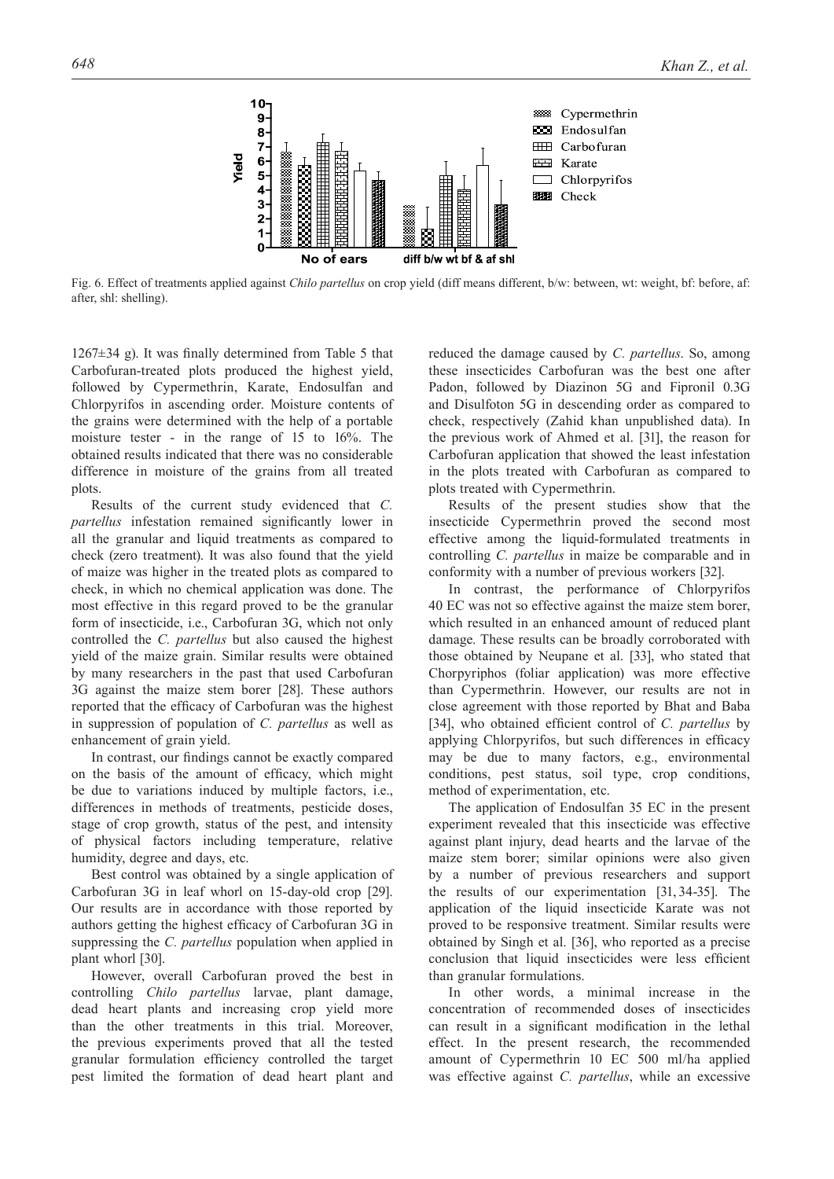Fig. 6. Effect of treatments applied against *Chilo partellus* on crop yield (diff means different, b/w: between, wt: weight, bf: before, af: after, shl: shelling).

1267±34 g). It was finally determined from Table 5 that Carbofuran-treated plots produced the highest yield, followed by Cypermethrin, Karate, Endosulfan and Chlorpyrifos in ascending order. Moisture contents of the grains were determined with the help of a portable moisture tester - in the range of 15 to 16%. The obtained results indicated that there was no considerable difference in moisture of the grains from all treated plots.

Results of the current study evidenced that *C. partellus* infestation remained significantly lower in all the granular and liquid treatments as compared to check (zero treatment). It was also found that the yield of maize was higher in the treated plots as compared to check, in which no chemical application was done. The most effective in this regard proved to be the granular form of insecticide, i.e., Carbofuran 3G, which not only controlled the *C. partellus* but also caused the highest yield of the maize grain. Similar results were obtained by many researchers in the past that used Carbofuran 3G against the maize stem borer [28]. These authors reported that the efficacy of Carbofuran was the highest in suppression of population of *C. partellus* as well as enhancement of grain yield.

In contrast, our findings cannot be exactly compared on the basis of the amount of efficacy, which might be due to variations induced by multiple factors, i.e., differences in methods of treatments, pesticide doses, stage of crop growth, status of the pest, and intensity of physical factors including temperature, relative humidity, degree and days, etc.

Best control was obtained by a single application of Carbofuran 3G in leaf whorl on 15-day-old crop [29]. Our results are in accordance with those reported by authors getting the highest efficacy of Carbofuran 3G in suppressing the *C. partellus* population when applied in plant whorl [30].

However, overall Carbofuran proved the best in controlling *Chilo partellus* larvae, plant damage, dead heart plants and increasing crop yield more than the other treatments in this trial. Moreover, the previous experiments proved that all the tested granular formulation efficiency controlled the target pest limited the formation of dead heart plant and reduced the damage caused by *C. partellus*. So, among these insecticides Carbofuran was the best one after Padon, followed by Diazinon 5G and Fipronil 0.3G and Disulfoton 5G in descending order as compared to check, respectively (Zahid khan unpublished data). In the previous work of Ahmed et al. [31], the reason for Carbofuran application that showed the least infestation in the plots treated with Carbofuran as compared to plots treated with Cypermethrin.

Results of the present studies show that the insecticide Cypermethrin proved the second most effective among the liquid-formulated treatments in controlling *C. partellus* in maize be comparable and in conformity with a number of previous workers [32].

In contrast, the performance of Chlorpyrifos 40 EC was not so effective against the maize stem borer, which resulted in an enhanced amount of reduced plant damage. These results can be broadly corroborated with those obtained by Neupane et al. [33], who stated that Chorpyriphos (foliar application) was more effective than Cypermethrin. However, our results are not in close agreement with those reported by Bhat and Baba [34], who obtained efficient control of *C. partellus* by applying Chlorpyrifos, but such differences in efficacy may be due to many factors, e.g., environmental conditions, pest status, soil type, crop conditions, method of experimentation, etc.

The application of Endosulfan 35 EC in the present experiment revealed that this insecticide was effective against plant injury, dead hearts and the larvae of the maize stem borer; similar opinions were also given by a number of previous researchers and support the results of our experimentation [31, 34-35]. The application of the liquid insecticide Karate was not proved to be responsive treatment. Similar results were obtained by Singh et al. [36], who reported as a precise conclusion that liquid insecticides were less efficient than granular formulations.

In other words, a minimal increase in the concentration of recommended doses of insecticides can result in a significant modification in the lethal effect. In the present research, the recommended amount of Cypermethrin 10 EC 500 ml/ha applied was effective against *C. partellus*, while an excessive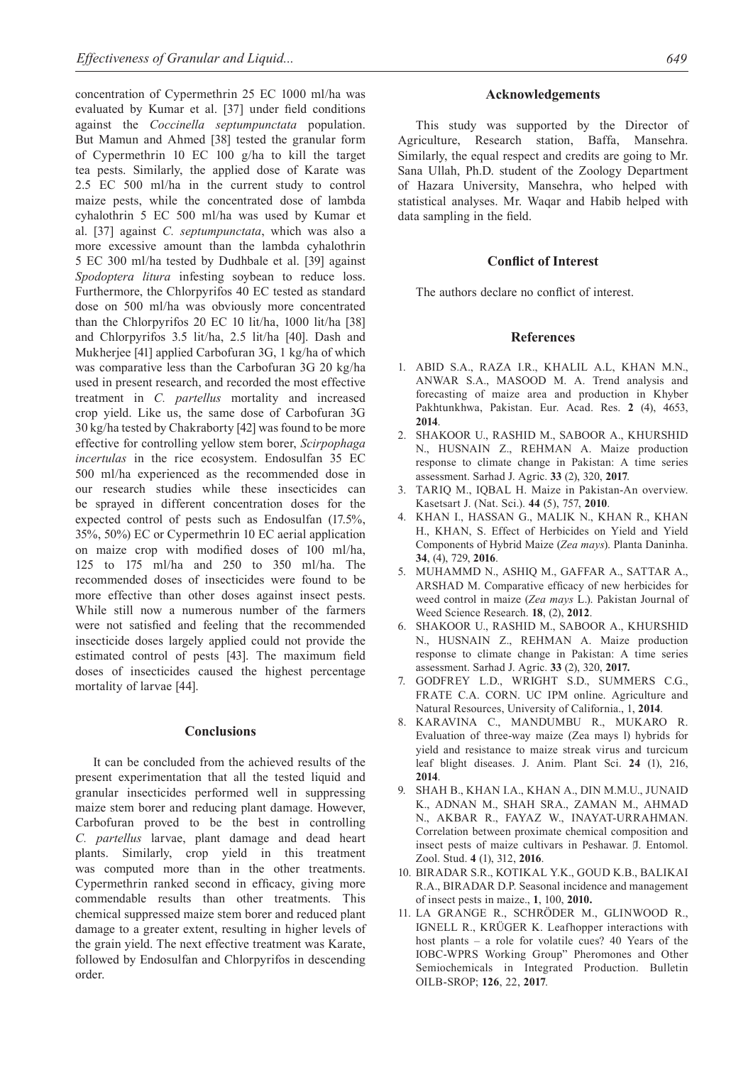concentration of Cypermethrin 25 EC 1000 ml/ha was evaluated by Kumar et al. [37] under field conditions against the *Coccinella septumpunctata* population. But Mamun and Ahmed [38] tested the granular form of Cypermethrin 10 EC 100 g/ha to kill the target tea pests. Similarly, the applied dose of Karate was 2.5 EC 500 ml/ha in the current study to control maize pests, while the concentrated dose of lambda cyhalothrin 5 EC 500 ml/ha was used by Kumar et al. [37] against *C. septumpunctata*, which was also a more excessive amount than the lambda cyhalothrin 5 EC 300 ml/ha tested by Dudhbale et al. [39] against *Spodoptera litura* infesting soybean to reduce loss. Furthermore, the Chlorpyrifos 40 EC tested as standard dose on 500 ml/ha was obviously more concentrated than the Chlorpyrifos 20 EC 10 lit/ha, 1000 lit/ha [38] and Chlorpyrifos 3.5 lit/ha, 2.5 lit/ha [40]. Dash and Mukherjee [41] applied Carbofuran 3G, 1 kg/ha of which was comparative less than the Carbofuran 3G 20 kg/ha used in present research, and recorded the most effective treatment in *C. partellus* mortality and increased crop yield. Like us, the same dose of Carbofuran 3G 30 kg/ha tested by Chakraborty [42] was found to be more effective for controlling yellow stem borer, *Scirpophaga incertulas* in the rice ecosystem. Endosulfan 35 EC 500 ml/ha experienced as the recommended dose in our research studies while these insecticides can be sprayed in different concentration doses for the expected control of pests such as Endosulfan (17.5%, 35%, 50%) EC or Cypermethrin 10 EC aerial application on maize crop with modified doses of 100 ml/ha, 125 to 175 ml/ha and 250 to 350 ml/ha. The recommended doses of insecticides were found to be more effective than other doses against insect pests. While still now a numerous number of the farmers were not satisfied and feeling that the recommended insecticide doses largely applied could not provide the estimated control of pests [43]. The maximum field doses of insecticides caused the highest percentage mortality of larvae [44].

## Conclusions

It can be concluded from the achieved results of the present experimentation that all the tested liquid and granular insecticides performed well in suppressing maize stem borer and reducing plant damage. However, Carbofuran proved to be the best in controlling *C. partellus* larvae, plant damage and dead heart plants. Similarly, crop yield in this treatment was computed more than in the other treatments. Cypermethrin ranked second in efficacy, giving more commendable results than other treatments. This chemical suppressed maize stem borer and reduced plant damage to a greater extent, resulting in higher levels of the grain yield. The next effective treatment was Karate, followed by Endosulfan and Chlorpyrifos in descending order.

## Acknowledgements

This study was supported by the Director of Agriculture, Research station, Baffa, Mansehra. Similarly, the equal respect and credits are going to Mr. Sana Ullah, Ph.D. student of the Zoology Department of Hazara University, Mansehra, who helped with statistical analyses. Mr. Waqar and Habib helped with data sampling in the field.

## Conflict of Interest

The authors declare no conflict of interest.

## References

1. ABID S.A., RAZA I.R., KHALIL A.L, KHAN M.N., ANWAR S.A., MASOOD M. A. Trend analysis and forecasting of maize area and production in Khyber Pakhtunkhwa, Pakistan. Eur. Acad. Res. **2** (4), 4653, **2014**.
2. SHAKOOR U., RASHID M., SABOOR A., KHURSHID N., HUSNAIN Z., REHMAN A. Maize production response to climate change in Pakistan: A time series assessment. Sarhad J. Agric. **33** (2), 320, **2017**.
3. TARIQ M., IQBAL H. Maize in Pakistan-An overview. Kasetsart J. (Nat. Sci.). **44** (5), 757, **2010**.
4. KHAN I., HASSAN G., MALIK N., KHAN R., KHAN H., KHAN, S. Effect of Herbicides on Yield and Yield Components of Hybrid Maize (*Zea mays*). Planta Daninha. **34**, (4), 729, **2016**.
5. MUHAMMD N., ASHIQ M., GAFFAR A., SATTAR A., ARSHAD M. Comparative efficacy of new herbicides for weed control in maize (*Zea mays* L.). Pakistan Journal of Weed Science Research. **18**, (2), **2012**.
6. SHAKOOR U., RASHID M., SABOOR A., KHURSHID N., HUSNAIN Z., REHMAN A. Maize production response to climate change in Pakistan: A time series assessment. Sarhad J. Agric. **33** (2), 320, **2017.**
7. GODFREY L.D., WRIGHT S.D., SUMMERS C.G., FRATE C.A. CORN. UC IPM online. Agriculture and Natural Resources, University of California., 1, **2014**.
8. KARAVINA C., MANDUMBU R., MUKARO R. Evaluation of three-way maize (Zea mays l) hybrids for yield and resistance to maize streak virus and turcicum leaf blight diseases. J. Anim. Plant Sci. **24** (1), 216, **2014**.
9. SHAH B., KHAN I.A., KHAN A., DIN M.M.U., JUNAID K., ADNAN M., SHAH SRA., ZAMAN M., AHMAD N., AKBAR R., FAYAZ W., INAYAT-URRAHMAN. Correlation between proximate chemical composition and insect pests of maize cultivars in Peshawar. J. Entomol. Zool. Stud. **4** (1), 312, **2016**.
10. BIRADAR S.R., KOTIKAL Y.K., GOUD K.B., BALIKAI R.A., BIRADAR D.P. Seasonal incidence and management of insect pests in maize., **1**, 100, **2010.**
11. LA GRANGE R., SCHRÖDER M., GLINWOOD R., IGNELL R., KRÜGER K. Leafhopper interactions with host plants – a role for volatile cues? 40 Years of the IOBC-WPRS Working Group" Pheromones and Other Semiochemicals in Integrated Production. Bulletin OILB-SROP; **126**, 22, **2017**.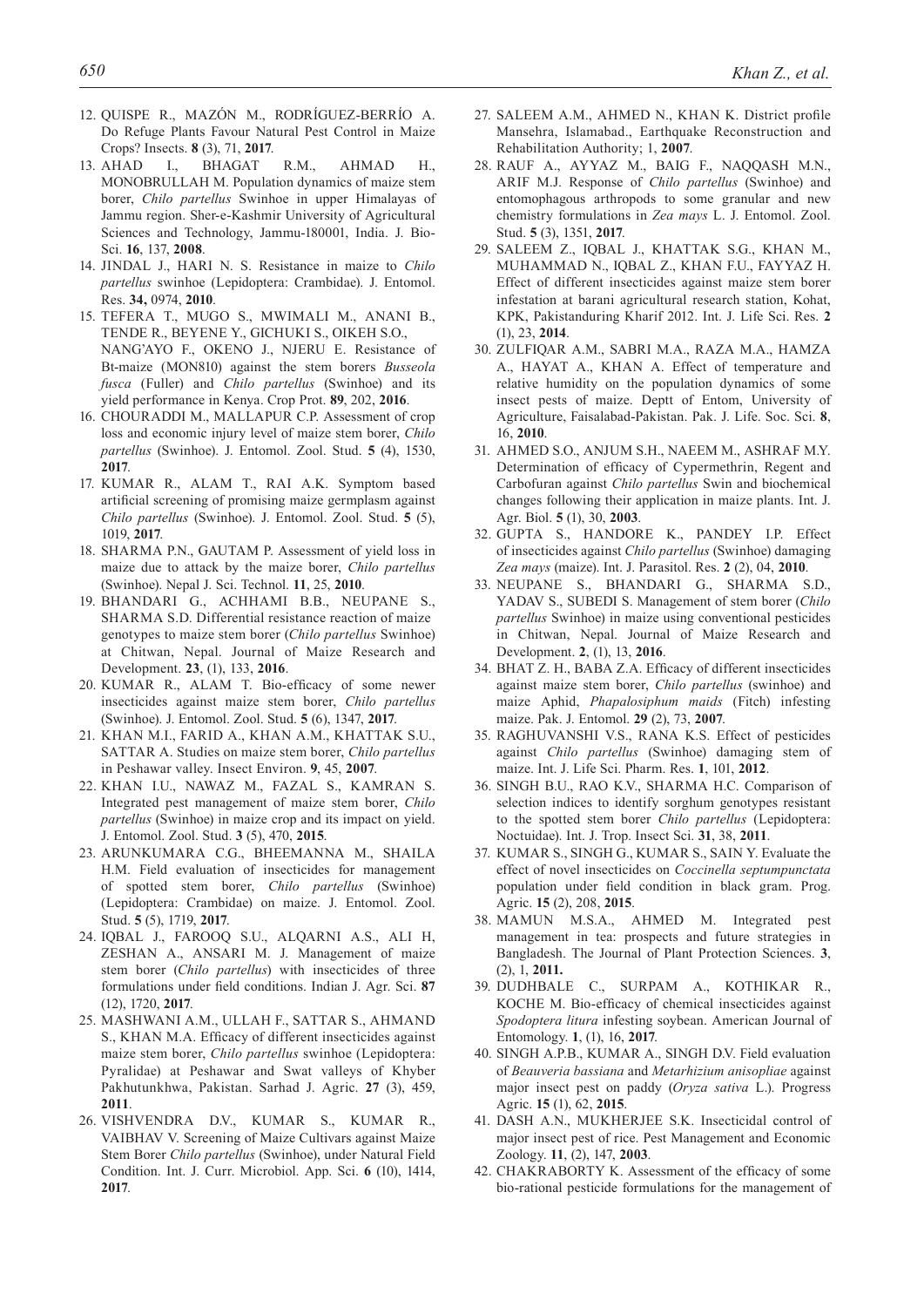12. QUISPE R., MAZÓN M., RODRÍGUEZ-BERRÍO A. Do Refuge Plants Favour Natural Pest Control in Maize Crops? Insects. **8** (3), 71, **2017**.
13. AHAD I., BHAGAT R.M., AHMAD H., MONOBRULLAH M. Population dynamics of maize stem borer, *Chilo partellus* Swinhoe in upper Himalayas of Jammu region. Sher-e-Kashmir University of Agricultural Sciences and Technology, Jammu-180001, India. J. Bio-Sci. **16**, 137, **2008**.
14. JINDAL J., HARI N. S. Resistance in maize to *Chilo partellus* swinhoe (Lepidoptera: Crambidae). J. Entomol. Res. **34,** 0974, **2010**.
15. TEFERA T., MUGO S., MWIMALI M., ANANI B., TENDE R., BEYENE Y., GICHUKI S., OIKEH S.O., NANG'AYO F., OKENO J., NJERU E. Resistance of Bt-maize (MON810) against the stem borers *Busseola fusca* (Fuller) and *Chilo partellus* (Swinhoe) and its yield performance in Kenya. Crop Prot. **89**, 202, **2016**.
16. CHOURADDI M., MALLAPUR C.P. Assessment of crop loss and economic injury level of maize stem borer, *Chilo partellus* (Swinhoe). J. Entomol. Zool. Stud. **5** (4), 1530, **2017**.
17. KUMAR R., ALAM T., RAI A.K. Symptom based artificial screening of promising maize germplasm against *Chilo partellus* (Swinhoe). J. Entomol. Zool. Stud. **5** (5), 1019, **2017**.
18. SHARMA P.N., GAUTAM P. Assessment of yield loss in maize due to attack by the maize borer, *Chilo partellus* (Swinhoe). Nepal J. Sci. Technol. **11**, 25, **2010**.
19. BHANDARI G., ACHHAMI B.B., NEUPANE S., SHARMA S.D. Differential resistance reaction of maize genotypes to maize stem borer (*Chilo partellus* Swinhoe) at Chitwan, Nepal. Journal of Maize Research and Development. **23**, (1), 133, **2016**.
20. KUMAR R., ALAM T. Bio-efficacy of some newer insecticides against maize stem borer, *Chilo partellus* (Swinhoe). J. Entomol. Zool. Stud. **5** (6), 1347, **2017**.
21. KHAN M.I., FARID A., KHAN A.M., KHATTAK S.U., SATTAR A. Studies on maize stem borer, *Chilo partellus* in Peshawar valley. Insect Environ. **9**, 45, **2007**.
22. KHAN I.U., NAWAZ M., FAZAL S., KAMRAN S. Integrated pest management of maize stem borer, *Chilo partellus* (Swinhoe) in maize crop and its impact on yield. J. Entomol. Zool. Stud. **3** (5), 470, **2015**.
23. ARUNKUMARA C.G., BHEEMANNA M., SHAILA H.M. Field evaluation of insecticides for management of spotted stem borer, *Chilo partellus* (Swinhoe) (Lepidoptera: Crambidae) on maize. J. Entomol. Zool. Stud. **5** (5), 1719, **2017**.
24. IQBAL J., FAROOQ S.U., ALQARNI A.S., ALI H, ZESHAN A., ANSARI M. J. Management of maize stem borer (*Chilo partellus*) with insecticides of three formulations under field conditions. Indian J. Agr. Sci. **87** (12), 1720, **2017**.
25. MASHWANI A.M., ULLAH F., SATTAR S., AHMAND S., KHAN M.A. Efficacy of different insecticides against maize stem borer, *Chilo partellus* swinhoe (Lepidoptera: Pyralidae) at Peshawar and Swat valleys of Khyber Pakhutunkhwa, Pakistan. Sarhad J. Agric. **27** (3), 459, **2011**.
26. VISHVENDRA D.V., KUMAR S., KUMAR R., VAIBHAV V. Screening of Maize Cultivars against Maize Stem Borer *Chilo partellus* (Swinhoe), under Natural Field Condition. Int. J. Curr. Microbiol. App. Sci. **6** (10), 1414, **2017**.
27. SALEEM A.M., AHMED N., KHAN K. District profile Mansehra, Islamabad., Earthquake Reconstruction and Rehabilitation Authority; 1, **2007**.
28. RAUF A., AYYAZ M., BAIG F., NAQQASH M.N., ARIF M.J. Response of *Chilo partellus* (Swinhoe) and entomophagous arthropods to some granular and new chemistry formulations in *Zea mays* L. J. Entomol. Zool. Stud. **5** (3), 1351, **2017**.
29. SALEEM Z., IQBAL J., KHATTAK S.G., KHAN M., MUHAMMAD N., IQBAL Z., KHAN F.U., FAYYAZ H. Effect of different insecticides against maize stem borer infestation at barani agricultural research station, Kohat, KPK, Pakistanduring Kharif 2012. Int. J. Life Sci. Res. **2** (1), 23, **2014**.
30. ZULFIQAR A.M., SABRI M.A., RAZA M.A., HAMZA A., HAYAT A., KHAN A. Effect of temperature and relative humidity on the population dynamics of some insect pests of maize. Deptt of Entom, University of Agriculture, Faisalabad-Pakistan. Pak. J. Life. Soc. Sci. **8**, 16, **2010**.
31. AHMED S.O., ANJUM S.H., NAEEM M., ASHRAF M.Y. Determination of efficacy of Cypermethrin, Regent and Carbofuran against *Chilo partellus* Swin and biochemical changes following their application in maize plants. Int. J. Agr. Biol. **5** (1), 30, **2003**.
32. GUPTA S., HANDORE K., PANDEY I.P. Effect of insecticides against *Chilo partellus* (Swinhoe) damaging *Zea mays* (maize). Int. J. Parasitol. Res. **2** (2), 04, **2010**.
33. NEUPANE S., BHANDARI G., SHARMA S.D., YADAV S., SUBEDI S. Management of stem borer (*Chilo partellus* Swinhoe) in maize using conventional pesticides in Chitwan, Nepal. Journal of Maize Research and Development. **2**, (1), 13, **2016**.
34. BHAT Z. H., BABA Z.A. Efficacy of different insecticides against maize stem borer, *Chilo partellus* (swinhoe) and maize Aphid, *Phapalosiphum maids* (Fitch) infesting maize. Pak. J. Entomol. **29** (2), 73, **2007**.
35. RAGHUVANSHI V.S., RANA K.S. Effect of pesticides against *Chilo partellus* (Swinhoe) damaging stem of maize. Int. J. Life Sci. Pharm. Res. **1**, 101, **2012**.
36. SINGH B.U., RAO K.V., SHARMA H.C. Comparison of selection indices to identify sorghum genotypes resistant to the spotted stem borer *Chilo partellus* (Lepidoptera: Noctuidae). Int. J. Trop. Insect Sci. **31**, 38, **2011**.
37. KUMAR S., SINGH G., KUMAR S., SAIN Y. Evaluate the effect of novel insecticides on *Coccinella septumpunctata* population under field condition in black gram. Prog. Agric. **15** (2), 208, **2015**.
38. MAMUN M.S.A., AHMED M. Integrated pest management in tea: prospects and future strategies in Bangladesh. The Journal of Plant Protection Sciences. **3**, (2), 1, **2011.**
39. DUDHBALE C., SURPAM A., KOTHIKAR R., KOCHE M. Bio-efficacy of chemical insecticides against *Spodoptera litura* infesting soybean. American Journal of Entomology. **1**, (1), 16, **2017**.
40. SINGH A.P.B., KUMAR A., SINGH D.V. Field evaluation of *Beauveria bassiana* and *Metarhizium anisopliae* against major insect pest on paddy (*Oryza sativa* L.). Progress Agric. **15** (1), 62, **2015**.
41. DASH A.N., MUKHERJEE S.K. Insecticidal control of major insect pest of rice. Pest Management and Economic Zoology. **11**, (2), 147, **2003**.
42. CHAKRABORTY K. Assessment of the efficacy of some bio-rational pesticide formulations for the management of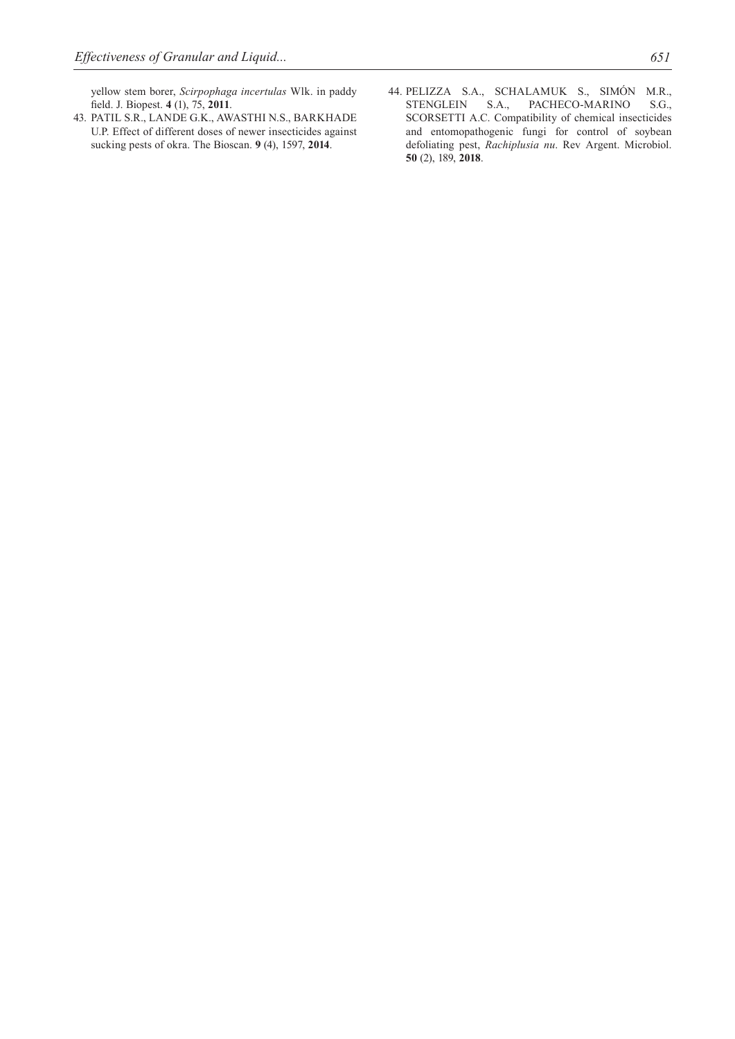yellow stem borer, *Scirpophaga incertulas* Wlk. in paddy field. J. Biopest. **4** (1), 75, **2011**.

43. PATIL S.R., LANDE G.K., AWASTHI N.S., BARKHADE U.P. Effect of different doses of newer insecticides against sucking pests of okra. The Bioscan. **9** (4), 1597, **2014**.
44. PELIZZA S.A., SCHALAMUK S., SIMÓN M.R., STENGLEIN S.A., PACHECO-MARINO S.G., SCORSETTI A.C. Compatibility of chemical insecticides and entomopathogenic fungi for control of soybean defoliating pest, *Rachiplusia nu*. Rev Argent. Microbiol. **50** (2), 189, **2018**.